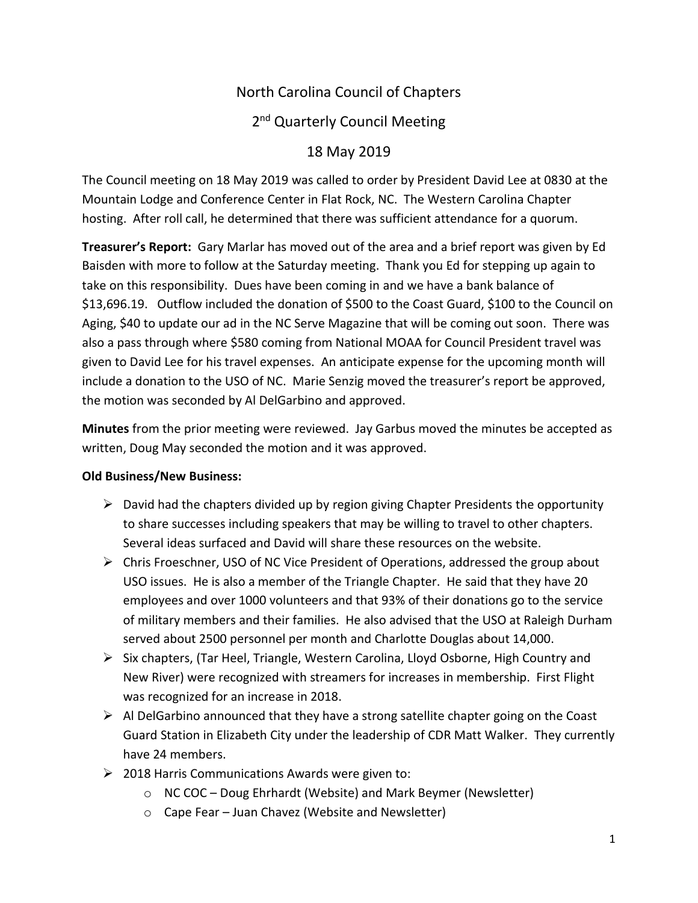# North Carolina Council of Chapters

## 2nd Quarterly Council Meeting

## 18 May 2019

The Council meeting on 18 May 2019 was called to order by President David Lee at 0830 at the Mountain Lodge and Conference Center in Flat Rock, NC. The Western Carolina Chapter hosting. After roll call, he determined that there was sufficient attendance for a quorum.

**Treasurer's Report:** Gary Marlar has moved out of the area and a brief report was given by Ed Baisden with more to follow at the Saturday meeting. Thank you Ed for stepping up again to take on this responsibility. Dues have been coming in and we have a bank balance of $13,696.19. Outflow included the donation of $500 to the Coast Guard, $100 to the Council on Aging, $40 to update our ad in the NC Serve Magazine that will be coming out soon. There was also a pass through where $580 coming from National MOAA for Council President travel was given to David Lee for his travel expenses. An anticipate expense for the upcoming month will include a donation to the USO of NC. Marie Senzig moved the treasurer's report be approved, the motion was seconded by Al DelGarbino and approved.

**Minutes** from the prior meeting were reviewed. Jay Garbus moved the minutes be accepted as written, Doug May seconded the motion and it was approved.

**Old Business/New Business:**

- David had the chapters divided up by region giving Chapter Presidents the opportunity to share successes including speakers that may be willing to travel to other chapters. Several ideas surfaced and David will share these resources on the website.
- Chris Froeschner, USO of NC Vice President of Operations, addressed the group about USO issues. He is also a member of the Triangle Chapter. He said that they have 20 employees and over 1000 volunteers and that 93% of their donations go to the service of military members and their families. He also advised that the USO at Raleigh Durham served about 2500 personnel per month and Charlotte Douglas about 14,000.
- Six chapters, (Tar Heel, Triangle, Western Carolina, Lloyd Osborne, High Country and New River) were recognized with streamers for increases in membership. First Flight was recognized for an increase in 2018.
- Al DelGarbino announced that they have a strong satellite chapter going on the Coast Guard Station in Elizabeth City under the leadership of CDR Matt Walker. They currently have 24 members.
- 2018 Harris Communications Awards were given to:
  - NC COC – Doug Ehrhardt (Website) and Mark Beymer (Newsletter)
  - Cape Fear – Juan Chavez (Website and Newsletter)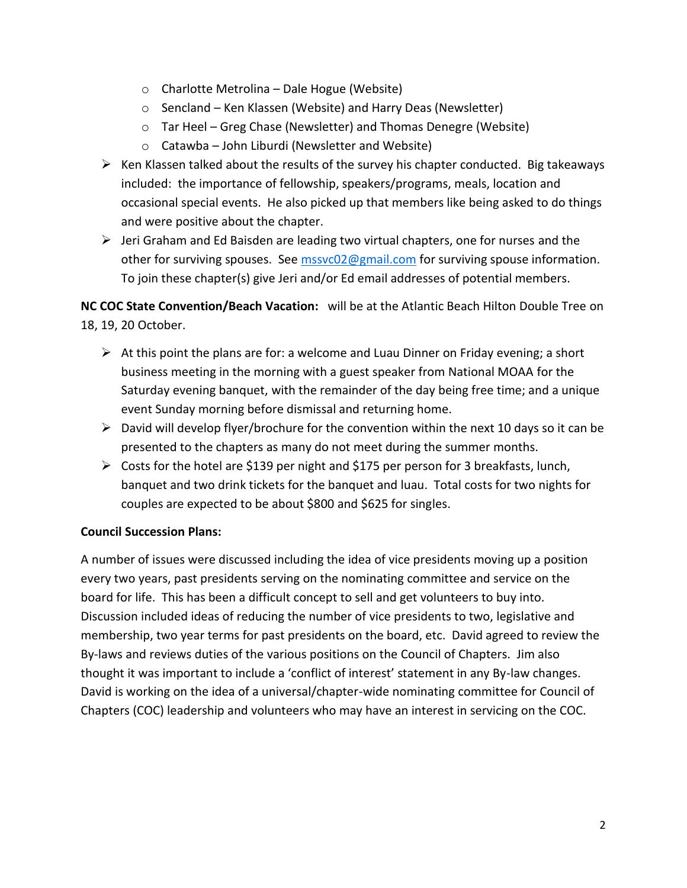- Charlotte Metrolina – Dale Hogue (Website)
    - Sencland – Ken Klassen (Website) and Harry Deas (Newsletter)
    - Tar Heel – Greg Chase (Newsletter) and Thomas Denegre (Website)
    - Catawba – John Liburdi (Newsletter and Website)
- Ken Klassen talked about the results of the survey his chapter conducted. Big takeaways included: the importance of fellowship, speakers/programs, meals, location and occasional special events. He also picked up that members like being asked to do things and were positive about the chapter.
- Jeri Graham and Ed Baisden are leading two virtual chapters, one for nurses and the other for surviving spouses. See [mssvc02@gmail.com](mailto:mssvc02@gmail.com) for surviving spouse information. To join these chapter(s) give Jeri and/or Ed email addresses of potential members.

**NC COC State Convention/Beach Vacation:** will be at the Atlantic Beach Hilton Double Tree on 18, 19, 20 October.

- At this point the plans are for: a welcome and Luau Dinner on Friday evening; a short business meeting in the morning with a guest speaker from National MOAA for the Saturday evening banquet, with the remainder of the day being free time; and a unique event Sunday morning before dismissal and returning home.
- David will develop flyer/brochure for the convention within the next 10 days so it can be presented to the chapters as many do not meet during the summer months.
- Costs for the hotel are $139 per night and $175 per person for 3 breakfasts, lunch, banquet and two drink tickets for the banquet and luau. Total costs for two nights for couples are expected to be about $800 and $625 for singles.

**Council Succession Plans:**

A number of issues were discussed including the idea of vice presidents moving up a position every two years, past presidents serving on the nominating committee and service on the board for life. This has been a difficult concept to sell and get volunteers to buy into. Discussion included ideas of reducing the number of vice presidents to two, legislative and membership, two year terms for past presidents on the board, etc. David agreed to review the By-laws and reviews duties of the various positions on the Council of Chapters. Jim also thought it was important to include a 'conflict of interest' statement in any By-law changes. David is working on the idea of a universal/chapter-wide nominating committee for Council of Chapters (COC) leadership and volunteers who may have an interest in servicing on the COC.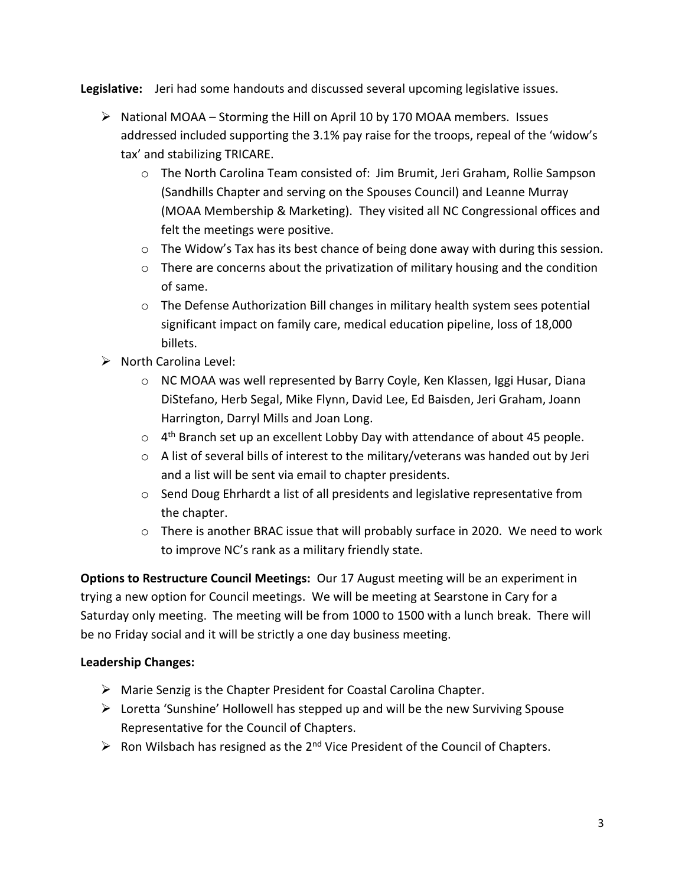**Legislative:** Jeri had some handouts and discussed several upcoming legislative issues.

- National MOAA – Storming the Hill on April 10 by 170 MOAA members. Issues addressed included supporting the 3.1% pay raise for the troops, repeal of the 'widow's tax' and stabilizing TRICARE.
  - The North Carolina Team consisted of: Jim Brumit, Jeri Graham, Rollie Sampson (Sandhills Chapter and serving on the Spouses Council) and Leanne Murray (MOAA Membership & Marketing). They visited all NC Congressional offices and felt the meetings were positive.
  - The Widow's Tax has its best chance of being done away with during this session.
  - There are concerns about the privatization of military housing and the condition of same.
  - The Defense Authorization Bill changes in military health system sees potential significant impact on family care, medical education pipeline, loss of 18,000 billets.
- North Carolina Level:
  - NC MOAA was well represented by Barry Coyle, Ken Klassen, Iggi Husar, Diana DiStefano, Herb Segal, Mike Flynn, David Lee, Ed Baisden, Jeri Graham, Joann Harrington, Darryl Mills and Joan Long.
  - 4th Branch set up an excellent Lobby Day with attendance of about 45 people.
  - A list of several bills of interest to the military/veterans was handed out by Jeri and a list will be sent via email to chapter presidents.
  - Send Doug Ehrhardt a list of all presidents and legislative representative from the chapter.
  - There is another BRAC issue that will probably surface in 2020. We need to work to improve NC's rank as a military friendly state.

**Options to Restructure Council Meetings:** Our 17 August meeting will be an experiment in trying a new option for Council meetings. We will be meeting at Searstone in Cary for a Saturday only meeting. The meeting will be from 1000 to 1500 with a lunch break. There will be no Friday social and it will be strictly a one day business meeting.

**Leadership Changes:**

- Marie Senzig is the Chapter President for Coastal Carolina Chapter.
- Loretta 'Sunshine' Hollowell has stepped up and will be the new Surviving Spouse Representative for the Council of Chapters.
- Ron Wilsbach has resigned as the 2nd Vice President of the Council of Chapters.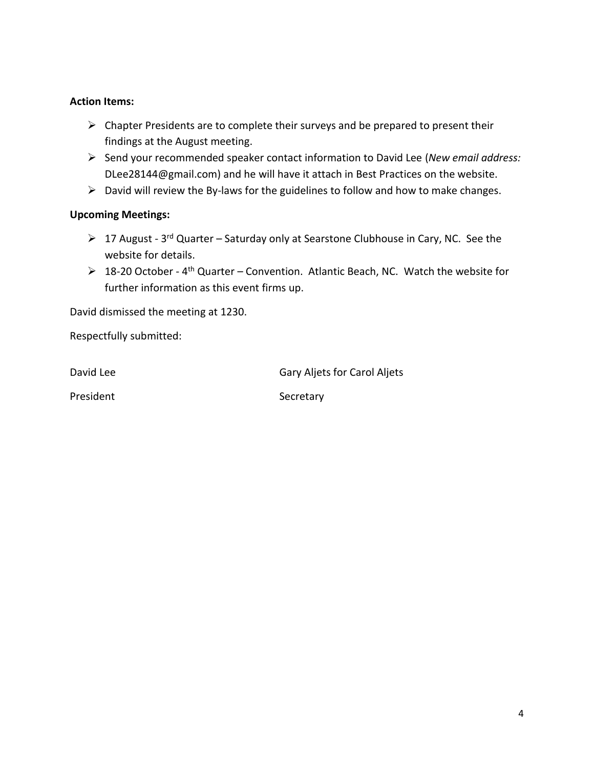**Action Items:**

- Chapter Presidents are to complete their surveys and be prepared to present their findings at the August meeting.
- Send your recommended speaker contact information to David Lee (*New email address:* DLee28144@gmail.com) and he will have it attach in Best Practices on the website.
- David will review the By-laws for the guidelines to follow and how to make changes.

**Upcoming Meetings:**

- 17 August - 3rd Quarter – Saturday only at Searstone Clubhouse in Cary, NC. See the website for details.
- 18-20 October - 4th Quarter – Convention. Atlantic Beach, NC. Watch the website for further information as this event firms up.

David dismissed the meeting at 1230.

Respectfully submitted:

| | |
|---|---|
| David Lee | Gary Aljets for Carol Aljets |
| President | Secretary |